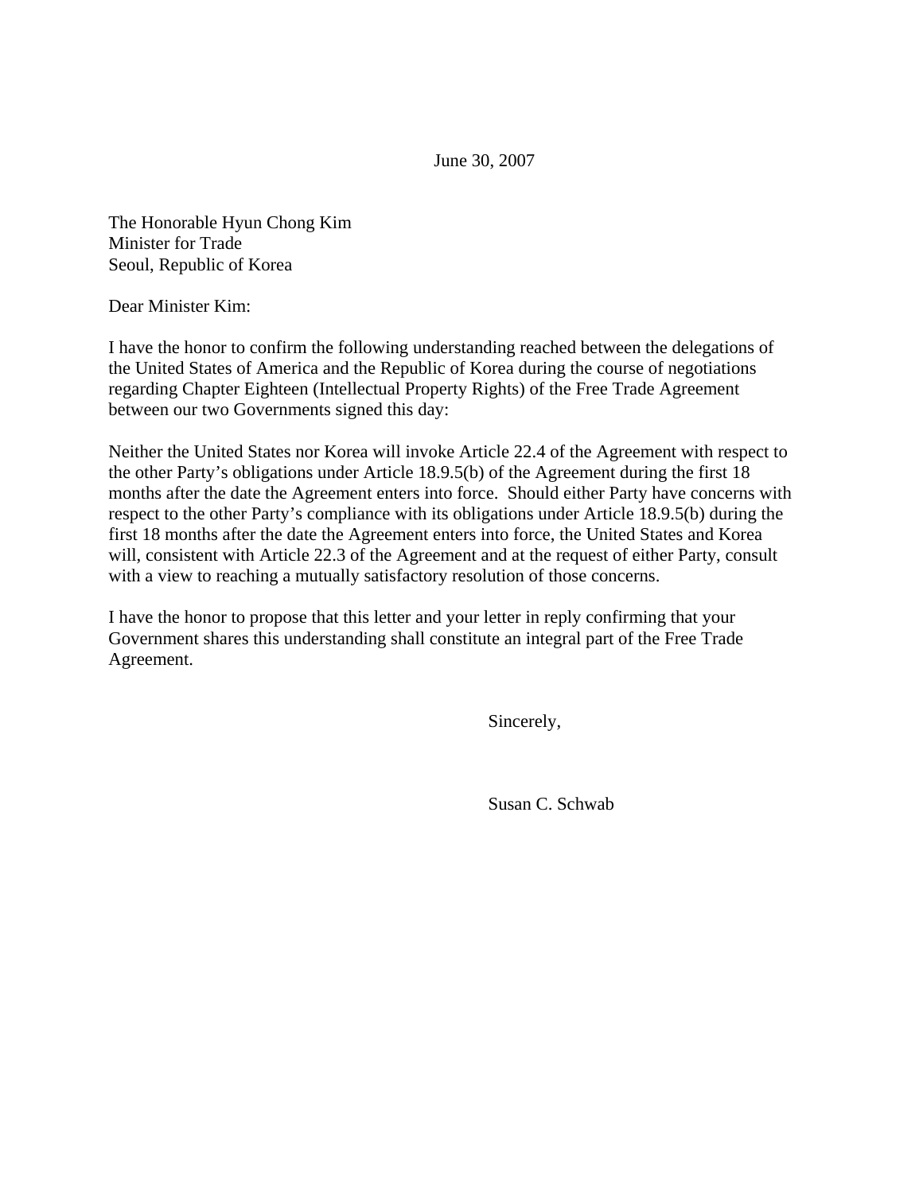June 30, 2007

The Honorable Hyun Chong Kim
Minister for Trade
Seoul, Republic of Korea

Dear Minister Kim:

I have the honor to confirm the following understanding reached between the delegations of the United States of America and the Republic of Korea during the course of negotiations regarding Chapter Eighteen (Intellectual Property Rights) of the Free Trade Agreement between our two Governments signed this day:

Neither the United States nor Korea will invoke Article 22.4 of the Agreement with respect to the other Party's obligations under Article 18.9.5(b) of the Agreement during the first 18 months after the date the Agreement enters into force. Should either Party have concerns with respect to the other Party's compliance with its obligations under Article 18.9.5(b) during the first 18 months after the date the Agreement enters into force, the United States and Korea will, consistent with Article 22.3 of the Agreement and at the request of either Party, consult with a view to reaching a mutually satisfactory resolution of those concerns.

I have the honor to propose that this letter and your letter in reply confirming that your Government shares this understanding shall constitute an integral part of the Free Trade Agreement.

Sincerely,

Susan C. Schwab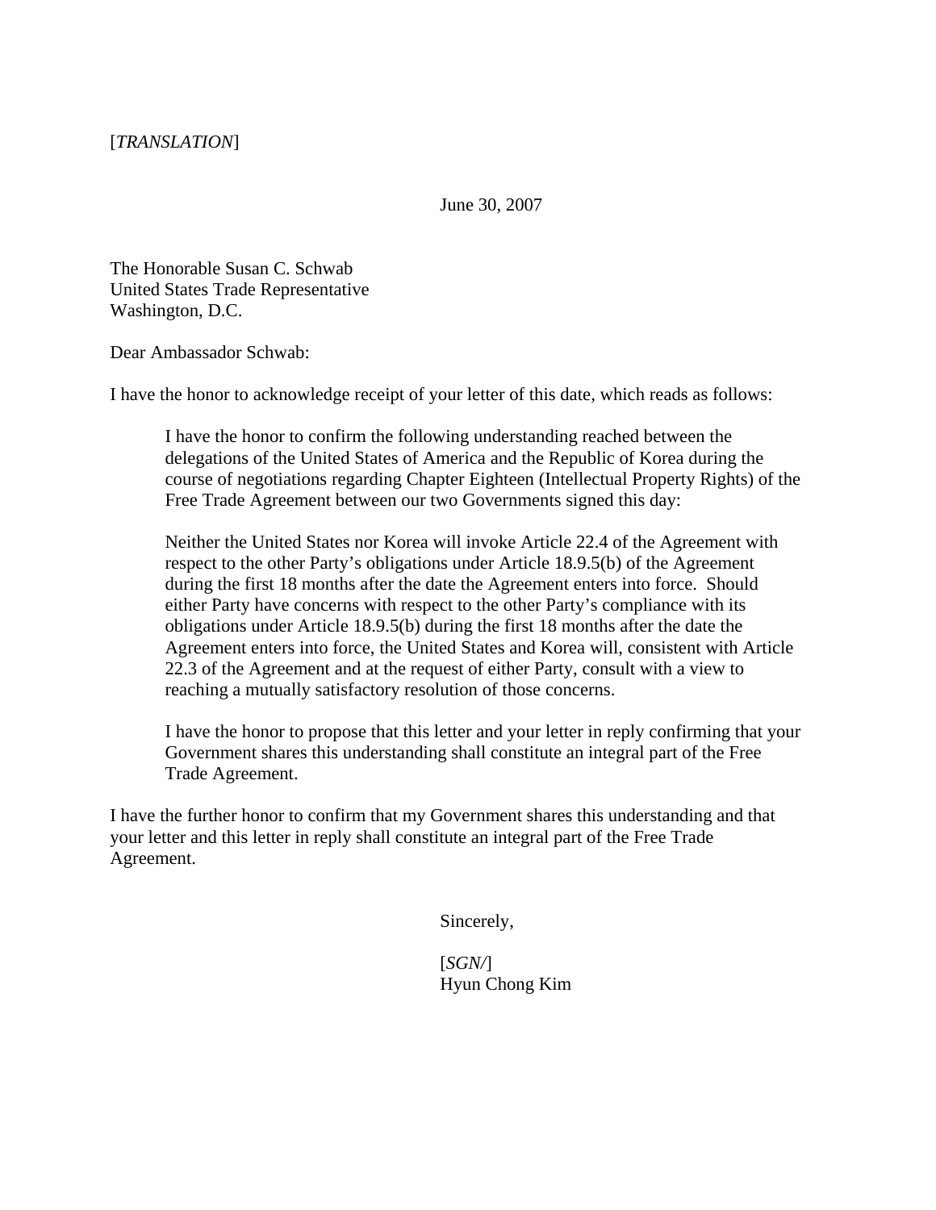[*TRANSLATION*]

June 30, 2007

The Honorable Susan C. Schwab
United States Trade Representative
Washington, D.C.

Dear Ambassador Schwab:

I have the honor to acknowledge receipt of your letter of this date, which reads as follows:

> I have the honor to confirm the following understanding reached between the delegations of the United States of America and the Republic of Korea during the course of negotiations regarding Chapter Eighteen (Intellectual Property Rights) of the Free Trade Agreement between our two Governments signed this day:
>
> Neither the United States nor Korea will invoke Article 22.4 of the Agreement with respect to the other Party's obligations under Article 18.9.5(b) of the Agreement during the first 18 months after the date the Agreement enters into force. Should either Party have concerns with respect to the other Party's compliance with its obligations under Article 18.9.5(b) during the first 18 months after the date the Agreement enters into force, the United States and Korea will, consistent with Article 22.3 of the Agreement and at the request of either Party, consult with a view to reaching a mutually satisfactory resolution of those concerns.
>
> I have the honor to propose that this letter and your letter in reply confirming that your Government shares this understanding shall constitute an integral part of the Free Trade Agreement.

I have the further honor to confirm that my Government shares this understanding and that your letter and this letter in reply shall constitute an integral part of the Free Trade Agreement.

Sincerely,

[*SGN/*]
Hyun Chong Kim